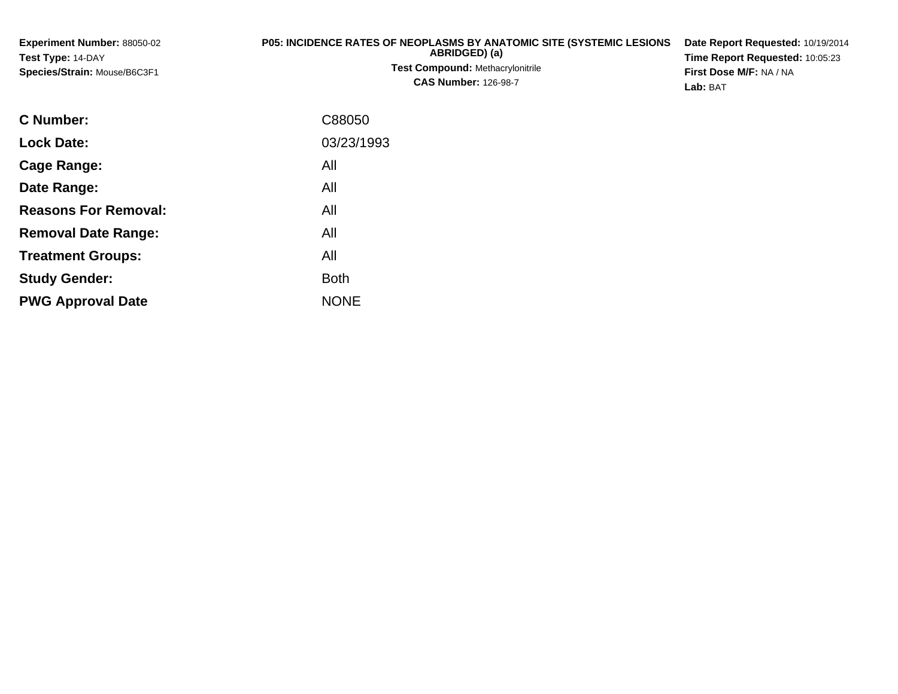**Experiment Number:** 88050-02
**Test Type:** 14-DAY
**Species/Strain:** Mouse/B6C3F1

**P05: INCIDENCE RATES OF NEOPLASMS BY ANATOMIC SITE (SYSTEMIC LESIONS ABRIDGED) (a)**
**Test Compound:** Methacrylonitrile
**CAS Number:** 126-98-7

**Date Report Requested:** 10/19/2014
**Time Report Requested:** 10:05:23
**First Dose M/F:** NA / NA
**Lab:** BAT

| | |
|---|---|
| **C Number:** | C88050 |
| **Lock Date:** | 03/23/1993 |
| **Cage Range:** | All |
| **Date Range:** | All |
| **Reasons For Removal:** | All |
| **Removal Date Range:** | All |
| **Treatment Groups:** | All |
| **Study Gender:** | Both |
| **PWG Approval Date** | NONE |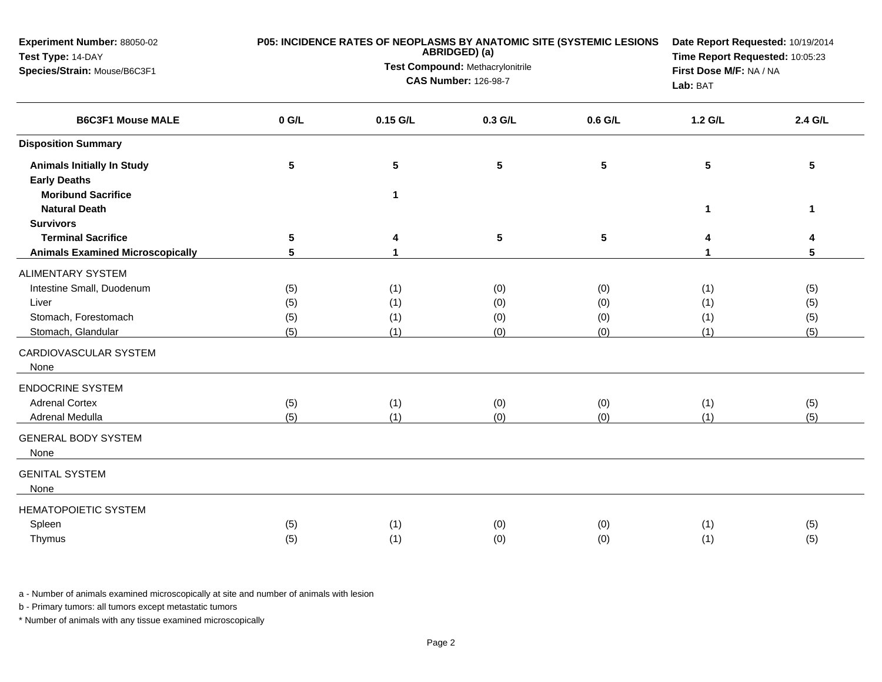**Experiment Number:** 88050-02
**Test Type:** 14-DAY
**Species/Strain:** Mouse/B6C3F1

**P05: INCIDENCE RATES OF NEOPLASMS BY ANATOMIC SITE (SYSTEMIC LESIONS ABRIDGED) (a)**
**Test Compound:** Methacrylonitrile
**CAS Number:** 126-98-7

**Date Report Requested:** 10/19/2014
**Time Report Requested:** 10:05:23
**First Dose M/F:** NA / NA
**Lab:** BAT

| B6C3F1 Mouse MALE | 0 G/L | 0.15 G/L | 0.3 G/L | 0.6 G/L | 1.2 G/L | 2.4 G/L |
|---|---|---|---|---|---|---|
| **Disposition Summary** | | | | | | |
| **Animals Initially In Study** | 5 | 5 | 5 | 5 | 5 | 5 |
| **Early Deaths** | | | | | | |
| **Moribund Sacrifice** | | 1 | | | | |
| **Natural Death** | | | | | 1 | 1 |
| **Survivors** | | | | | | |
| **Terminal Sacrifice** | 5 | 4 | 5 | 5 | 4 | 4 |
| **Animals Examined Microscopically** | 5 | 1 | | | 1 | 5 |
| ALIMENTARY SYSTEM | | | | | | |
| Intestine Small, Duodenum | (5) | (1) | (0) | (0) | (1) | (5) |
| Liver | (5) | (1) | (0) | (0) | (1) | (5) |
| Stomach, Forestomach | (5) | (1) | (0) | (0) | (1) | (5) |
| Stomach, Glandular | (5) | (1) | (0) | (0) | (1) | (5) |
| CARDIOVASCULAR SYSTEM | | | | | | |
| None | | | | | | |
| ENDOCRINE SYSTEM | | | | | | |
| Adrenal Cortex | (5) | (1) | (0) | (0) | (1) | (5) |
| Adrenal Medulla | (5) | (1) | (0) | (0) | (1) | (5) |
| GENERAL BODY SYSTEM | | | | | | |
| None | | | | | | |
| GENITAL SYSTEM | | | | | | |
| None | | | | | | |
| HEMATOPOIETIC SYSTEM | | | | | | |
| Spleen | (5) | (1) | (0) | (0) | (1) | (5) |
| Thymus | (5) | (1) | (0) | (0) | (1) | (5) |

a - Number of animals examined microscopically at site and number of animals with lesion

b - Primary tumors: all tumors except metastatic tumors

\* Number of animals with any tissue examined microscopically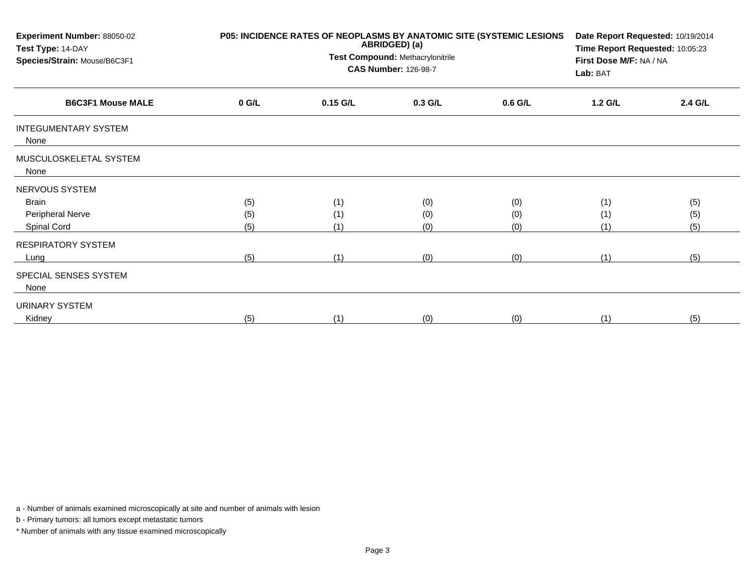**Experiment Number:** 88050-02
**Test Type:** 14-DAY
**Species/Strain:** Mouse/B6C3F1

**P05: INCIDENCE RATES OF NEOPLASMS BY ANATOMIC SITE (SYSTEMIC LESIONS ABRIDGED) (a)**
**Test Compound:** Methacrylonitrile
**CAS Number:** 126-98-7

**Date Report Requested:** 10/19/2014
**Time Report Requested:** 10:05:23
**First Dose M/F:** NA / NA
**Lab:** BAT

| B6C3F1 Mouse MALE | 0 G/L | 0.15 G/L | 0.3 G/L | 0.6 G/L | 1.2 G/L | 2.4 G/L |
|---|---|---|---|---|---|---|
| INTEGUMENTARY SYSTEM | | | | | | |
| None | | | | | | |
| MUSCULOSKELETAL SYSTEM | | | | | | |
| None | | | | | | |
| NERVOUS SYSTEM | | | | | | |
| Brain | (5) | (1) | (0) | (0) | (1) | (5) |
| Peripheral Nerve | (5) | (1) | (0) | (0) | (1) | (5) |
| Spinal Cord | (5) | (1) | (0) | (0) | (1) | (5) |
| RESPIRATORY SYSTEM | | | | | | |
| Lung | (5) | (1) | (0) | (0) | (1) | (5) |
| SPECIAL SENSES SYSTEM | | | | | | |
| None | | | | | | |
| URINARY SYSTEM | | | | | | |
| Kidney | (5) | (1) | (0) | (0) | (1) | (5) |

a - Number of animals examined microscopically at site and number of animals with lesion

b - Primary tumors: all tumors except metastatic tumors

* Number of animals with any tissue examined microscopically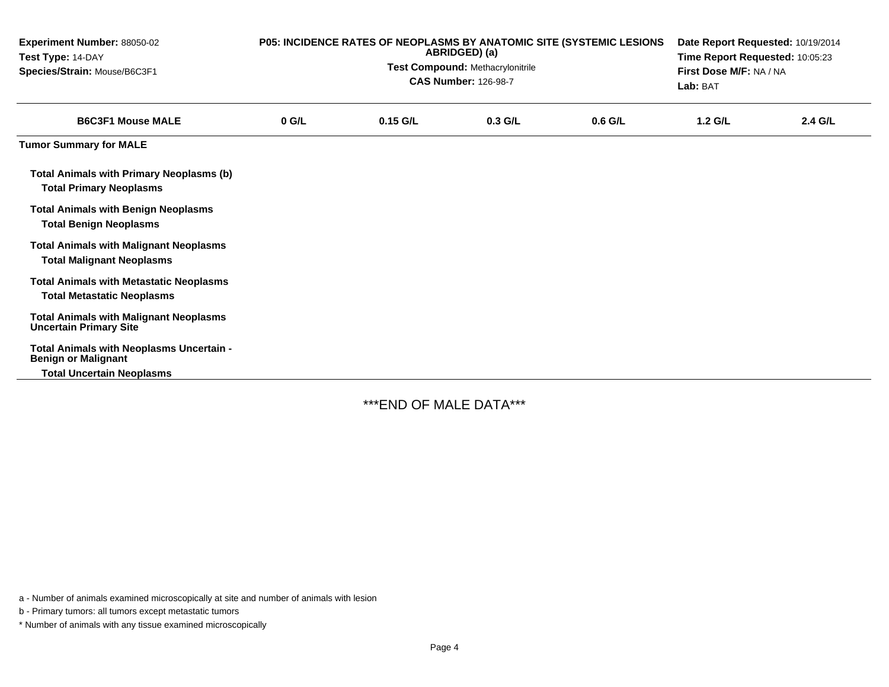**Experiment Number:** 88050-02
**Test Type:** 14-DAY
**Species/Strain:** Mouse/B6C3F1

**P05: INCIDENCE RATES OF NEOPLASMS BY ANATOMIC SITE (SYSTEMIC LESIONS ABRIDGED) (a)**
**Test Compound:** Methacrylonitrile
**CAS Number:** 126-98-7

**Date Report Requested:** 10/19/2014
**Time Report Requested:** 10:05:23
**First Dose M/F:** NA / NA
**Lab:** BAT

| B6C3F1 Mouse MALE | 0 G/L | 0.15 G/L | 0.3 G/L | 0.6 G/L | 1.2 G/L | 2.4 G/L |
|---|---|---|---|---|---|---|
| **Tumor Summary for MALE** | | | | | | |
| **Total Animals with Primary Neoplasms (b)** | | | | | | |
| **Total Primary Neoplasms** | | | | | | |
| **Total Animals with Benign Neoplasms** | | | | | | |
| **Total Benign Neoplasms** | | | | | | |
| **Total Animals with Malignant Neoplasms** | | | | | | |
| **Total Malignant Neoplasms** | | | | | | |
| **Total Animals with Metastatic Neoplasms** | | | | | | |
| **Total Metastatic Neoplasms** | | | | | | |
| **Total Animals with Malignant Neoplasms Uncertain Primary Site** | | | | | | |
| **Total Animals with Neoplasms Uncertain - Benign or Malignant** | | | | | | |
| **Total Uncertain Neoplasms** | | | | | | |

***END OF MALE DATA***

a - Number of animals examined microscopically at site and number of animals with lesion

b - Primary tumors: all tumors except metastatic tumors

* Number of animals with any tissue examined microscopically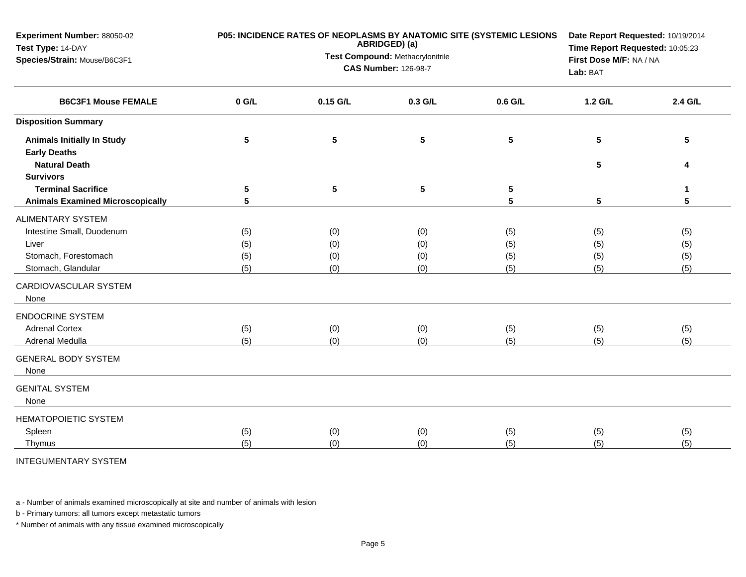**Experiment Number:** 88050-02
**Test Type:** 14-DAY
**Species/Strain:** Mouse/B6C3F1

**P05: INCIDENCE RATES OF NEOPLASMS BY ANATOMIC SITE (SYSTEMIC LESIONS ABRIDGED) (a)**
**Test Compound:** Methacrylonitrile
**CAS Number:** 126-98-7

**Date Report Requested:** 10/19/2014
**Time Report Requested:** 10:05:23
**First Dose M/F:** NA / NA
**Lab:** BAT

| B6C3F1 Mouse FEMALE | 0 G/L | 0.15 G/L | 0.3 G/L | 0.6 G/L | 1.2 G/L | 2.4 G/L |
|---|---|---|---|---|---|---|
| **Disposition Summary** | | | | | | |
| **Animals Initially In Study** | 5 | 5 | 5 | 5 | 5 | 5 |
| **Early Deaths** | | | | | | |
| **Natural Death** | | | | | 5 | 4 |
| **Survivors** | | | | | | |
| **Terminal Sacrifice** | 5 | 5 | 5 | 5 | | 1 |
| **Animals Examined Microscopically** | 5 | | | 5 | 5 | 5 |
| ALIMENTARY SYSTEM | | | | | | |
| Intestine Small, Duodenum | (5) | (0) | (0) | (5) | (5) | (5) |
| Liver | (5) | (0) | (0) | (5) | (5) | (5) |
| Stomach, Forestomach | (5) | (0) | (0) | (5) | (5) | (5) |
| Stomach, Glandular | (5) | (0) | (0) | (5) | (5) | (5) |
| CARDIOVASCULAR SYSTEM | | | | | | |
| None | | | | | | |
| ENDOCRINE SYSTEM | | | | | | |
| Adrenal Cortex | (5) | (0) | (0) | (5) | (5) | (5) |
| Adrenal Medulla | (5) | (0) | (0) | (5) | (5) | (5) |
| GENERAL BODY SYSTEM | | | | | | |
| None | | | | | | |
| GENITAL SYSTEM | | | | | | |
| None | | | | | | |
| HEMATOPOIETIC SYSTEM | | | | | | |
| Spleen | (5) | (0) | (0) | (5) | (5) | (5) |
| Thymus | (5) | (0) | (0) | (5) | (5) | (5) |
| INTEGUMENTARY SYSTEM | | | | | | |

a - Number of animals examined microscopically at site and number of animals with lesion

b - Primary tumors: all tumors except metastatic tumors

* Number of animals with any tissue examined microscopically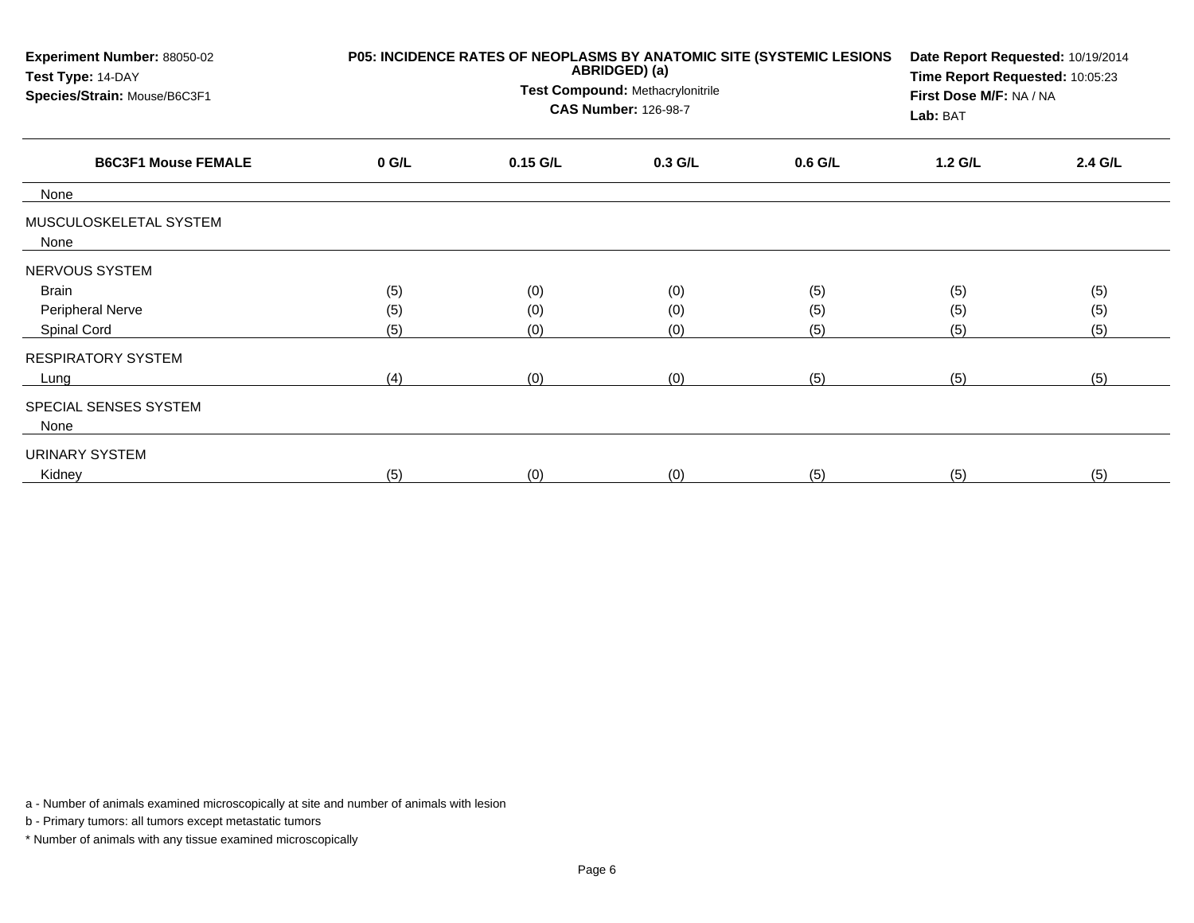**Experiment Number:** 88050-02
**Test Type:** 14-DAY
**Species/Strain:** Mouse/B6C3F1

**P05: INCIDENCE RATES OF NEOPLASMS BY ANATOMIC SITE (SYSTEMIC LESIONS ABRIDGED) (a)**
**Test Compound:** Methacrylonitrile
**CAS Number:** 126-98-7

**Date Report Requested:** 10/19/2014
**Time Report Requested:** 10:05:23
**First Dose M/F:** NA / NA
**Lab:** BAT

| B6C3F1 Mouse FEMALE | 0 G/L | 0.15 G/L | 0.3 G/L | 0.6 G/L | 1.2 G/L | 2.4 G/L |
|---|---|---|---|---|---|---|
| None | | | | | | |
| MUSCULOSKELETAL SYSTEM | | | | | | |
| None | | | | | | |
| NERVOUS SYSTEM | | | | | | |
| Brain | (5) | (0) | (0) | (5) | (5) | (5) |
| Peripheral Nerve | (5) | (0) | (0) | (5) | (5) | (5) |
| Spinal Cord | (5) | (0) | (0) | (5) | (5) | (5) |
| RESPIRATORY SYSTEM | | | | | | |
| Lung | (4) | (0) | (0) | (5) | (5) | (5) |
| SPECIAL SENSES SYSTEM | | | | | | |
| None | | | | | | |
| URINARY SYSTEM | | | | | | |
| Kidney | (5) | (0) | (0) | (5) | (5) | (5) |

a - Number of animals examined microscopically at site and number of animals with lesion

b - Primary tumors: all tumors except metastatic tumors

* Number of animals with any tissue examined microscopically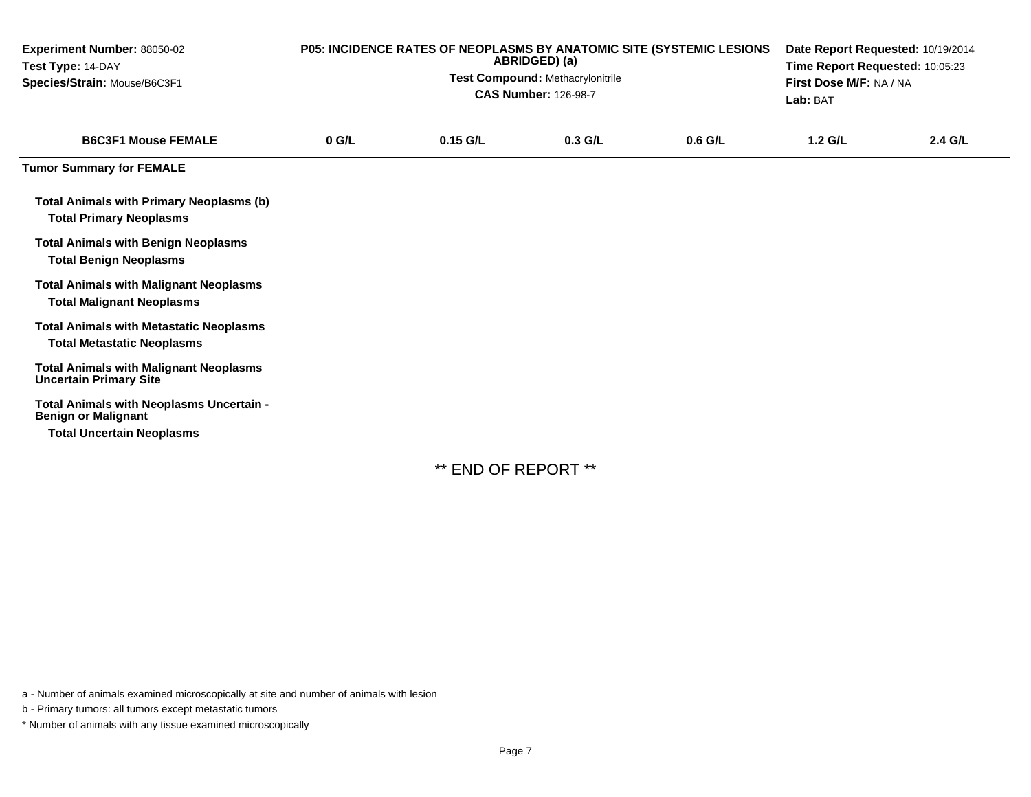**Experiment Number:** 88050-02
**Test Type:** 14-DAY
**Species/Strain:** Mouse/B6C3F1

**P05: INCIDENCE RATES OF NEOPLASMS BY ANATOMIC SITE (SYSTEMIC LESIONS ABRIDGED) (a)**
**Test Compound:** Methacrylonitrile
**CAS Number:** 126-98-7

**Date Report Requested:** 10/19/2014
**Time Report Requested:** 10:05:23
**First Dose M/F:** NA / NA
**Lab:** BAT

| B6C3F1 Mouse FEMALE | 0 G/L | 0.15 G/L | 0.3 G/L | 0.6 G/L | 1.2 G/L | 2.4 G/L |
|---|---|---|---|---|---|---|
| **Tumor Summary for FEMALE** | | | | | | |
| **Total Animals with Primary Neoplasms (b)** | | | | | | |
| **Total Primary Neoplasms** | | | | | | |
| **Total Animals with Benign Neoplasms** | | | | | | |
| **Total Benign Neoplasms** | | | | | | |
| **Total Animals with Malignant Neoplasms** | | | | | | |
| **Total Malignant Neoplasms** | | | | | | |
| **Total Animals with Metastatic Neoplasms** | | | | | | |
| **Total Metastatic Neoplasms** | | | | | | |
| **Total Animals with Malignant Neoplasms Uncertain Primary Site** | | | | | | |
| **Total Animals with Neoplasms Uncertain - Benign or Malignant** | | | | | | |
| **Total Uncertain Neoplasms** | | | | | | |

** END OF REPORT **

a - Number of animals examined microscopically at site and number of animals with lesion

b - Primary tumors: all tumors except metastatic tumors

* Number of animals with any tissue examined microscopically